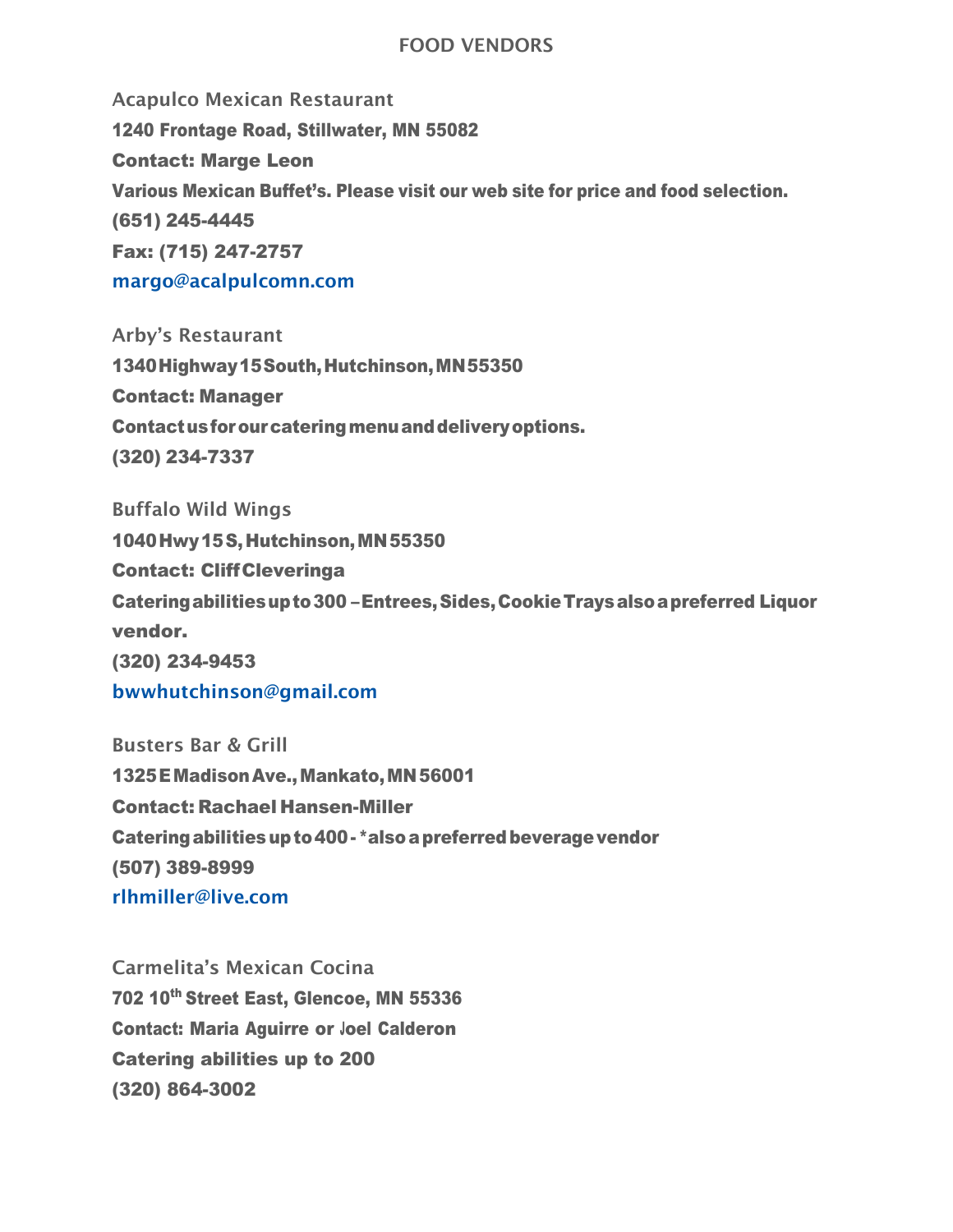# FOOD VENDORS

**Acapulco Mexican Restaurant**
1240 Frontage Road, Stillwater, MN 55082
Contact: Marge Leon
Various Mexican Buffet's. Please visit our web site for price and food selection.
(651) 245-4445
Fax: (715) 247-2757
margo@acalpulcomn.com

**Arby's Restaurant**
1340 Highway 15 South, Hutchinson, MN 55350
Contact: Manager
Contact us for our catering menu and delivery options.
(320) 234-7337

**Buffalo Wild Wings**
1040 Hwy 15 S, Hutchinson, MN 55350
Contact: Cliff Cleveringa
Catering abilities up to 300 – Entrees, Sides, Cookie Trays also a preferred Liquor vendor.
(320) 234-9453
bwwhutchinson@gmail.com

**Busters Bar & Grill**
1325 E Madison Ave., Mankato, MN 56001
Contact: Rachael Hansen-Miller
Catering abilities up to 400 - *also a preferred beverage vendor
(507) 389-8999
rlhmiller@live.com

**Carmelita's Mexican Cocina**
702 10th Street East, Glencoe, MN 55336
Contact: Maria Aguirre or Joel Calderon
Catering abilities up to 200
(320) 864-3002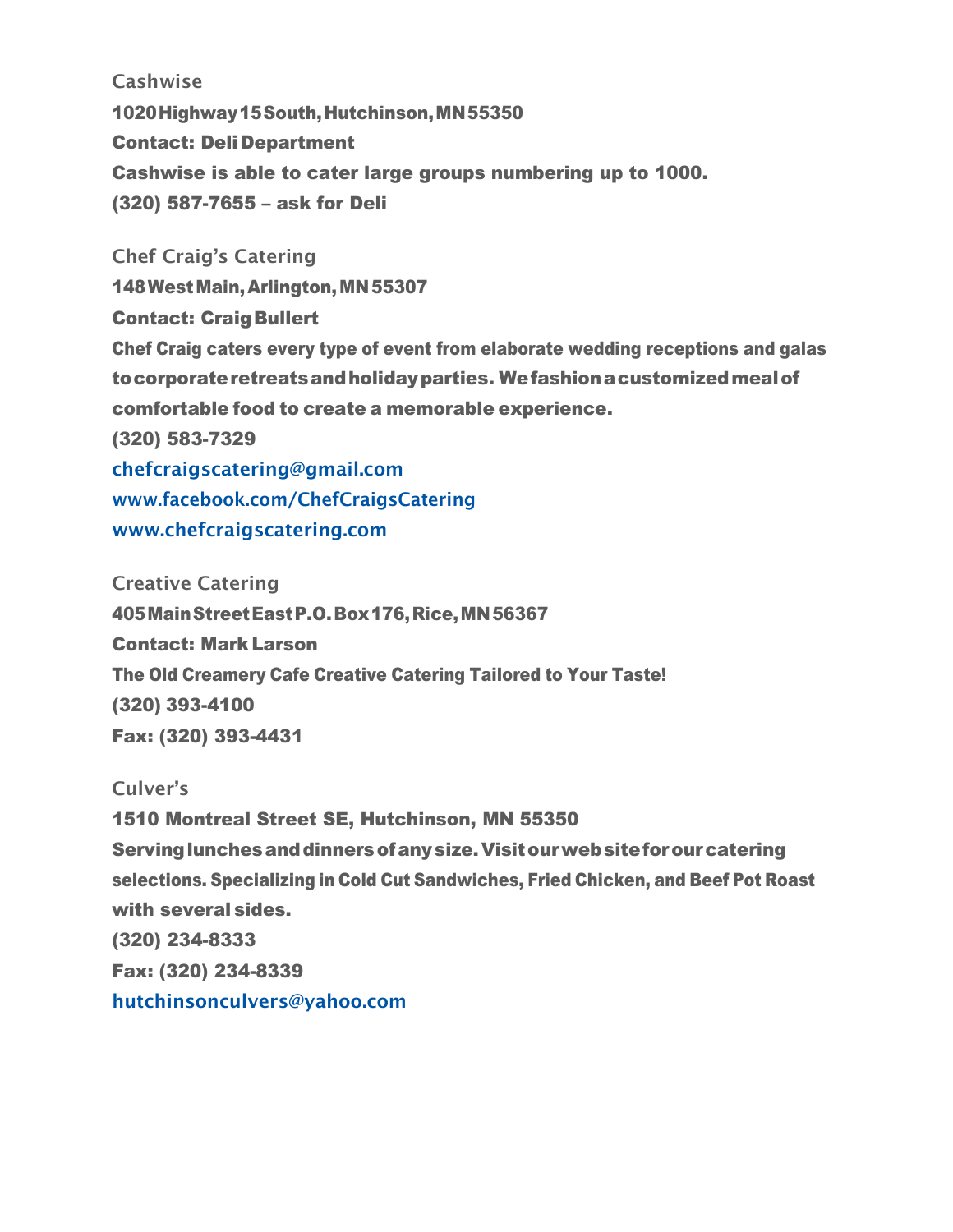## Cashwise

**1020 Highway 15 South, Hutchinson, MN 55350**
**Contact: Deli Department**
**Cashwise is able to cater large groups numbering up to 1000.**
**(320) 587-7655 – ask for Deli**

## Chef Craig's Catering

**148 West Main, Arlington, MN 55307**
**Contact: Craig Bullert**
**Chef Craig caters every type of event from elaborate wedding receptions and galas to corporate retreats and holiday parties. We fashion a customized meal of comfortable food to create a memorable experience.**
**(320) 583-7329**
chefcraigscatering@gmail.com
www.facebook.com/ChefCraigsCatering
www.chefcraigscatering.com

## Creative Catering

**405 Main Street East P.O. Box 176, Rice, MN 56367**
**Contact: Mark Larson**
**The Old Creamery Cafe Creative Catering Tailored to Your Taste!**
**(320) 393-4100**
**Fax: (320) 393-4431**

## Culver's

**1510 Montreal Street SE, Hutchinson, MN 55350**
**Serving lunches and dinners of any size. Visit our web site for our catering selections. Specializing in Cold Cut Sandwiches, Fried Chicken, and Beef Pot Roast with several sides.**
**(320) 234-8333**
**Fax: (320) 234-8339**
hutchinsonculvers@yahoo.com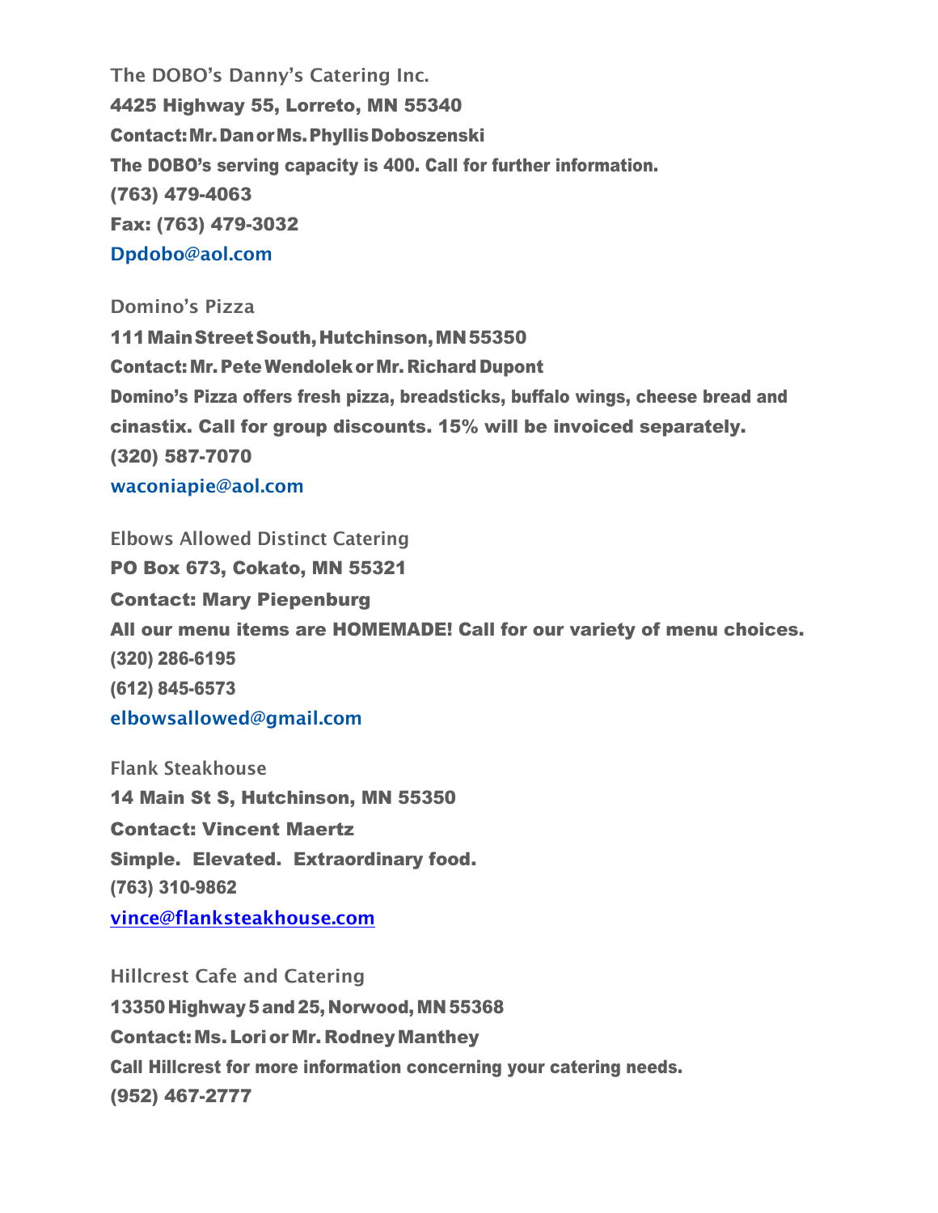### The DOBO's Danny's Catering Inc.

4425 Highway 55, Lorreto, MN 55340

Contact: Mr. Dan or Ms. Phyllis Doboszenski

The DOBO's serving capacity is 400. Call for further information.

(763) 479-4063

Fax: (763) 479-3032

Dpdobo@aol.com

### Domino's Pizza

111 Main Street South, Hutchinson, MN 55350

Contact: Mr. Pete Wendolek or Mr. Richard Dupont

Domino's Pizza offers fresh pizza, breadsticks, buffalo wings, cheese bread and cinastix. Call for group discounts. 15% will be invoiced separately.

(320) 587-7070

waconiapie@aol.com

### Elbows Allowed Distinct Catering

PO Box 673, Cokato, MN 55321

Contact: Mary Piepenburg

All our menu items are HOMEMADE! Call for our variety of menu choices.

(320) 286-6195

(612) 845-6573

elbowsallowed@gmail.com

### Flank Steakhouse

14 Main St S, Hutchinson, MN 55350

Contact: Vincent Maertz

Simple. Elevated. Extraordinary food.

(763) 310-9862

vince@flanksteakhouse.com

### Hillcrest Cafe and Catering

13350 Highway 5 and 25, Norwood, MN 55368

Contact: Ms. Lori or Mr. Rodney Manthey

Call Hillcrest for more information concerning your catering needs.

(952) 467-2777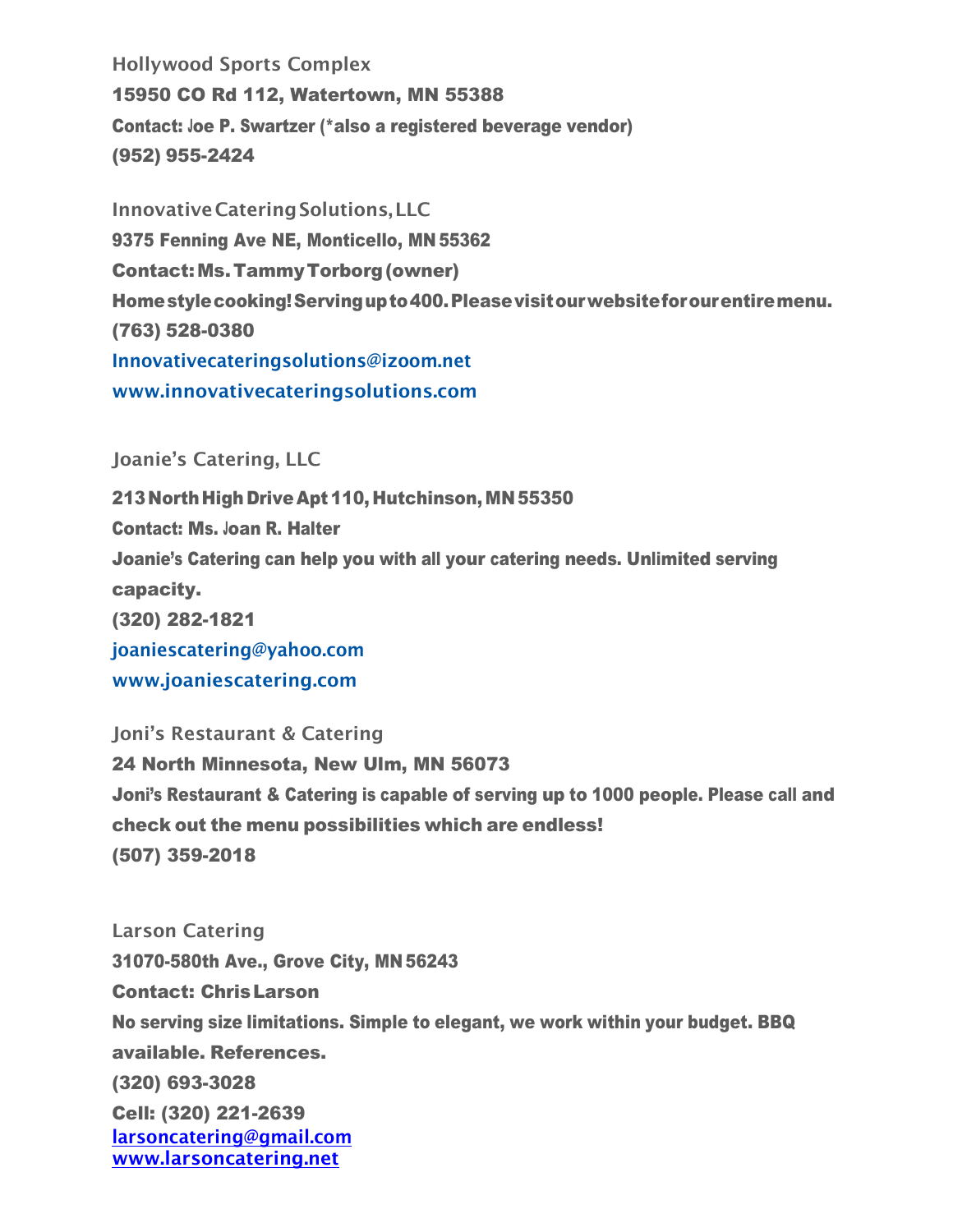### Hollywood Sports Complex

**15950 CO Rd 112, Watertown, MN 55388**

**Contact: Joe P. Swartzer (*also a registered beverage vendor)**

**(952) 955-2424**

### Innovative Catering Solutions, LLC

**9375 Fenning Ave NE, Monticello, MN 55362**

**Contact: Ms. Tammy Torborg (owner)**

**Home style cooking! Serving up to 400. Please visit our website for our entire menu.**

**(763) 528-0380**

**Innovativecateringsolutions@izoom.net**

**www.innovativecateringsolutions.com**

### Joanie's Catering, LLC

**213 North High Drive Apt 110, Hutchinson, MN 55350**

**Contact: Ms. Joan R. Halter**

**Joanie's Catering can help you with all your catering needs. Unlimited serving capacity.**

**(320) 282-1821**

**joaniescatering@yahoo.com**

**www.joaniescatering.com**

### Joni's Restaurant & Catering

**24 North Minnesota, New Ulm, MN 56073**

**Joni's Restaurant & Catering is capable of serving up to 1000 people. Please call and check out the menu possibilities which are endless!**

**(507) 359-2018**

### Larson Catering

**31070-580th Ave., Grove City, MN 56243**

**Contact: Chris Larson**

**No serving size limitations. Simple to elegant, we work within your budget. BBQ available. References.**

**(320) 693-3028**

**Cell: (320) 221-2639**

**larsoncatering@gmail.com**

**www.larsoncatering.net**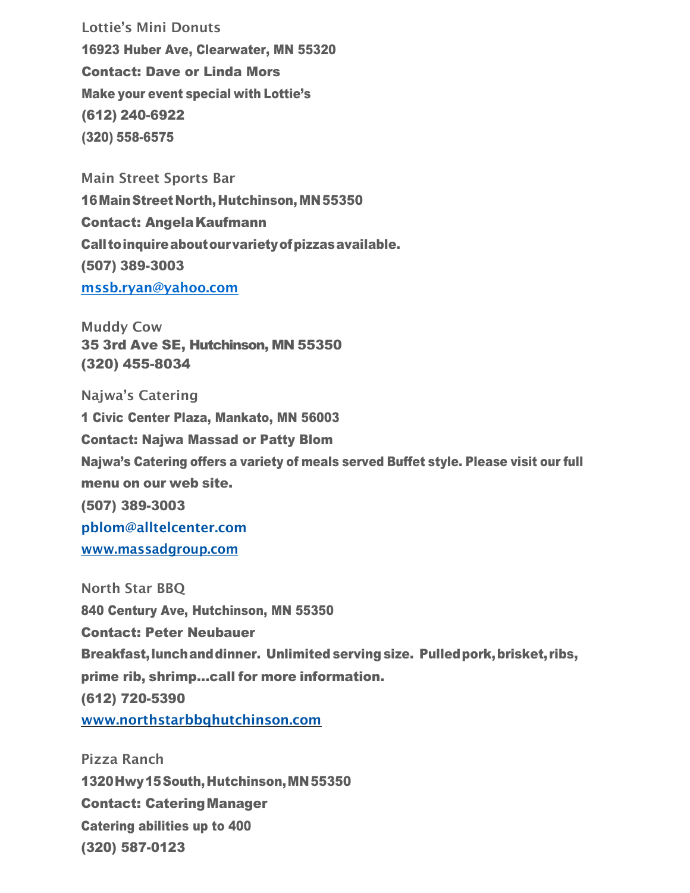### Lottie's Mini Donuts

**16923 Huber Ave, Clearwater, MN 55320**

**Contact: Dave or Linda Mors**

**Make your event special with Lottie's**

**(612) 240-6922**

**(320) 558-6575**

### Main Street Sports Bar

**16 Main Street North, Hutchinson, MN 55350**

**Contact: Angela Kaufmann**

**Call to inquire about our variety of pizzas available.**

**(507) 389-3003**

[mssb.ryan@yahoo.com](mailto:mssb.ryan@yahoo.com)

### Muddy Cow

**35 3rd Ave SE, Hutchinson, MN 55350**

**(320) 455-8034**

### Najwa's Catering

**1 Civic Center Plaza, Mankato, MN 56003**

**Contact: Najwa Massad or Patty Blom**

**Najwa's Catering offers a variety of meals served Buffet style. Please visit our full menu on our web site.**

**(507) 389-3003**

**pblom@alltelcenter.com**

[www.massadgroup.com](http://www.massadgroup.com)

### North Star BBQ

**840 Century Ave, Hutchinson, MN 55350**

**Contact: Peter Neubauer**

**Breakfast, lunch and dinner. Unlimited serving size. Pulled pork, brisket, ribs, prime rib, shrimp…call for more information.**

**(612) 720-5390**

[www.northstarbbqhutchinson.com](http://www.northstarbbqhutchinson.com)

### Pizza Ranch

**1320 Hwy 15 South, Hutchinson, MN 55350**

**Contact: Catering Manager**

**Catering abilities up to 400**

**(320) 587-0123**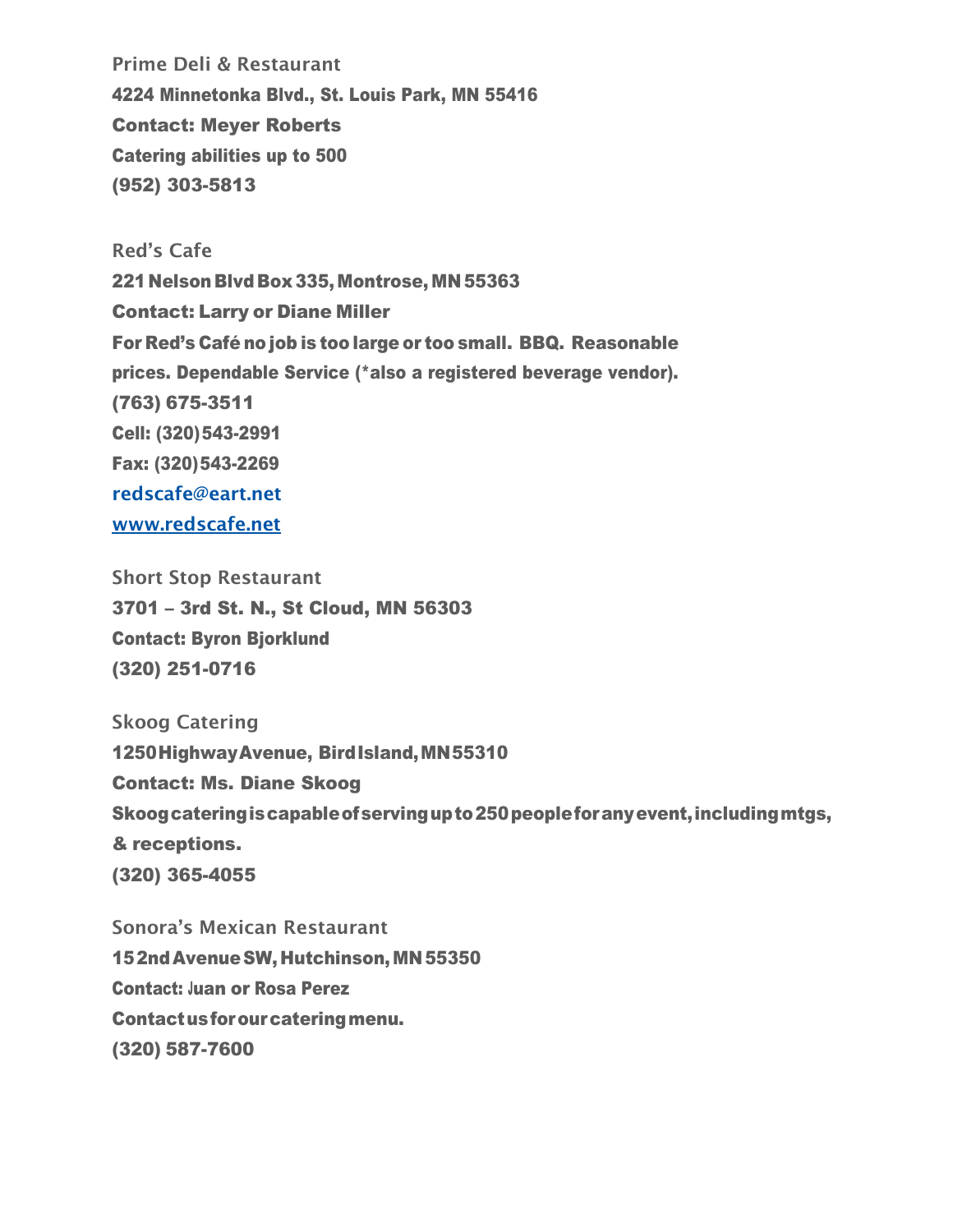### Prime Deli & Restaurant

**4224 Minnetonka Blvd., St. Louis Park, MN 55416**
**Contact: Meyer Roberts**
**Catering abilities up to 500**
**(952) 303-5813**

### Red's Cafe

**221 Nelson Blvd Box 335, Montrose, MN 55363**
**Contact: Larry or Diane Miller**
**For Red's Café no job is too large or too small. BBQ. Reasonable prices. Dependable Service (*also a registered beverage vendor).**
**(763) 675-3511**
**Cell: (320) 543-2991**
**Fax: (320) 543-2269**
redscafe@eart.net
[www.redscafe.net](http://www.redscafe.net)

### Short Stop Restaurant

**3701 – 3rd St. N., St Cloud, MN 56303**
**Contact: Byron Bjorklund**
**(320) 251-0716**

### Skoog Catering

**1250 Highway Avenue, Bird Island, MN 55310**
**Contact: Ms. Diane Skoog**
**Skoog catering is capable of serving up to 250 people for any event, including mtgs, & receptions.**
**(320) 365-4055**

### Sonora's Mexican Restaurant

**15 2nd Avenue SW, Hutchinson, MN 55350**
**Contact: Juan or Rosa Perez**
**Contact us for our catering menu.**
**(320) 587-7600**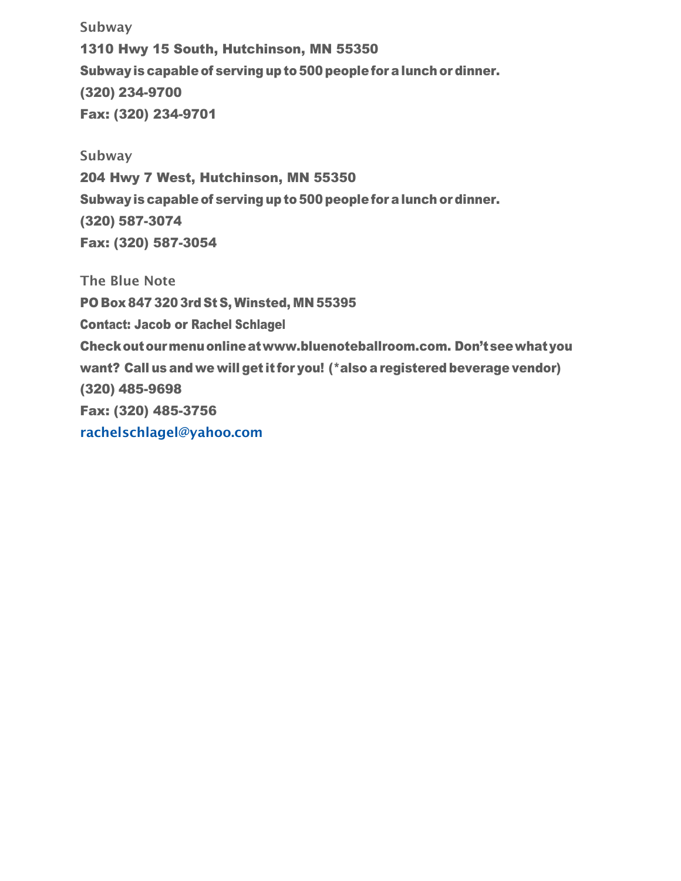### Subway

1310 Hwy 15 South, Hutchinson, MN 55350
Subway is capable of serving up to 500 people for a lunch or dinner.
(320) 234-9700
Fax: (320) 234-9701

### Subway

204 Hwy 7 West, Hutchinson, MN 55350
Subway is capable of serving up to 500 people for a lunch or dinner.
(320) 587-3074
Fax: (320) 587-3054

### The Blue Note

PO Box 847 320 3rd St S, Winsted, MN 55395
Contact: Jacob or Rachel Schlagel
Check out our menu online at www.bluenoteballroom.com. Don't see what you want? Call us and we will get it for you! (*also a registered beverage vendor)
(320) 485-9698
Fax: (320) 485-3756
rachelschlagel@yahoo.com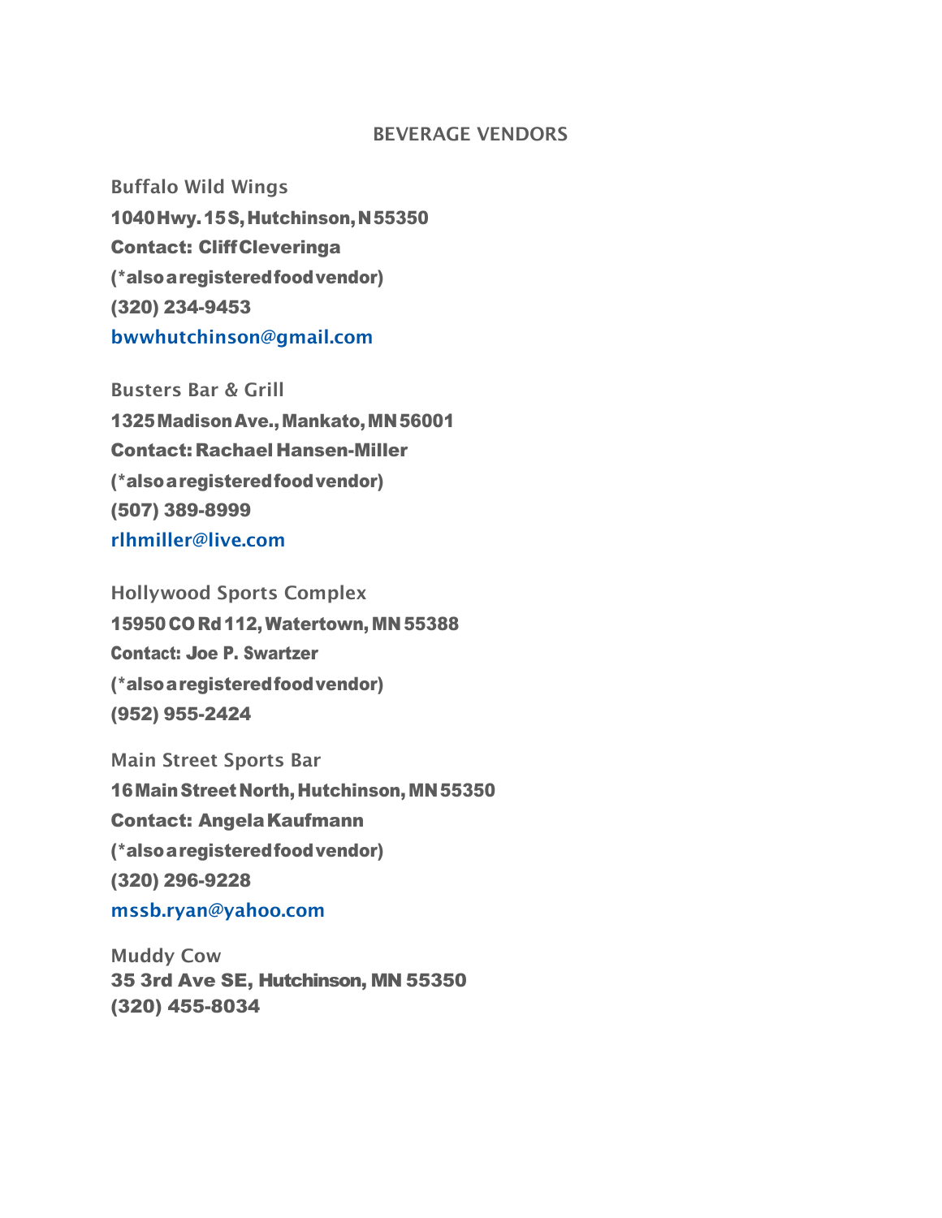## BEVERAGE VENDORS

**Buffalo Wild Wings**
1040 Hwy. 15 S, Hutchinson, N 55350
Contact: Cliff Cleveringa
(*also a registered food vendor)
(320) 234-9453
bwwhutchinson@gmail.com

**Busters Bar & Grill**
1325 Madison Ave., Mankato, MN 56001
Contact: Rachael Hansen-Miller
(*also a registered food vendor)
(507) 389-8999
rlhmiller@live.com

**Hollywood Sports Complex**
15950 CO Rd 112, Watertown, MN 55388
Contact: Joe P. Swartzer
(*also a registered food vendor)
(952) 955-2424

**Main Street Sports Bar**
16 Main Street North, Hutchinson, MN 55350
Contact: Angela Kaufmann
(*also a registered food vendor)
(320) 296-9228
mssb.ryan@yahoo.com

**Muddy Cow**
35 3rd Ave SE, Hutchinson, MN 55350
(320) 455-8034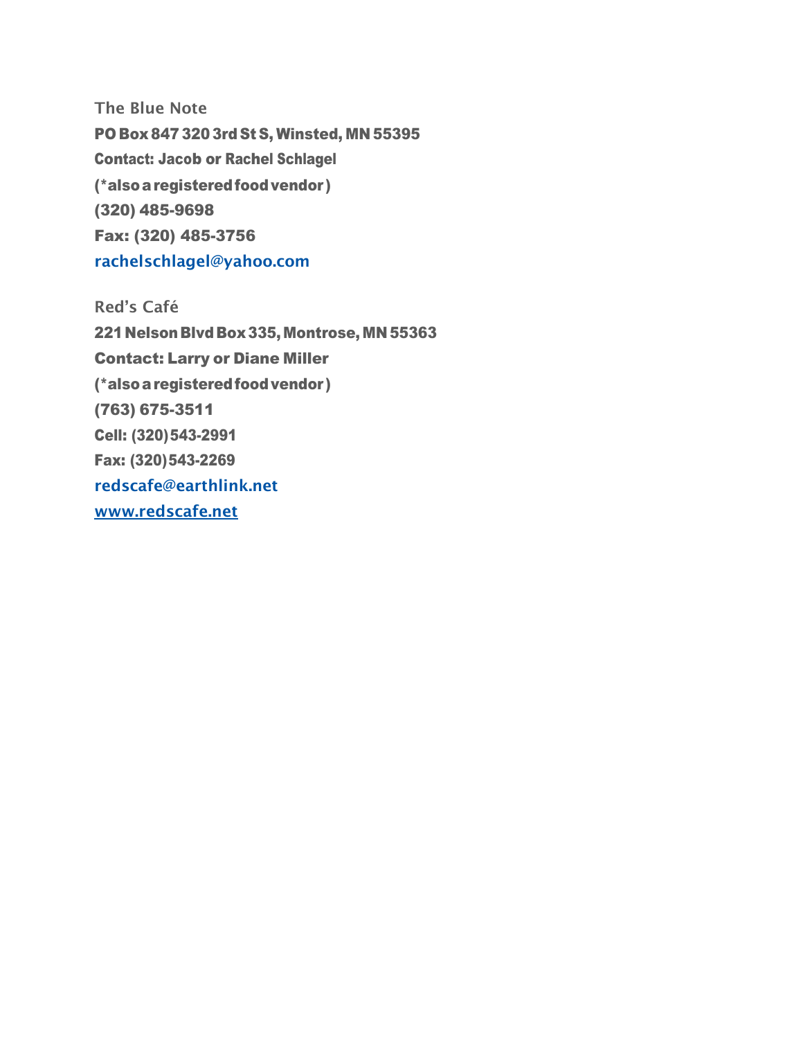**The Blue Note**

PO Box 847 320 3rd St S, Winsted, MN 55395
Contact: Jacob or Rachel Schlagel
(*also a registered food vendor)
(320) 485-9698
Fax: (320) 485-3756
rachelschlagel@yahoo.com

**Red's Café**

221 Nelson Blvd Box 335, Montrose, MN 55363
Contact: Larry or Diane Miller
(*also a registered food vendor)
(763) 675-3511
Cell: (320) 543-2991
Fax: (320) 543-2269
redscafe@earthlink.net
www.redscafe.net